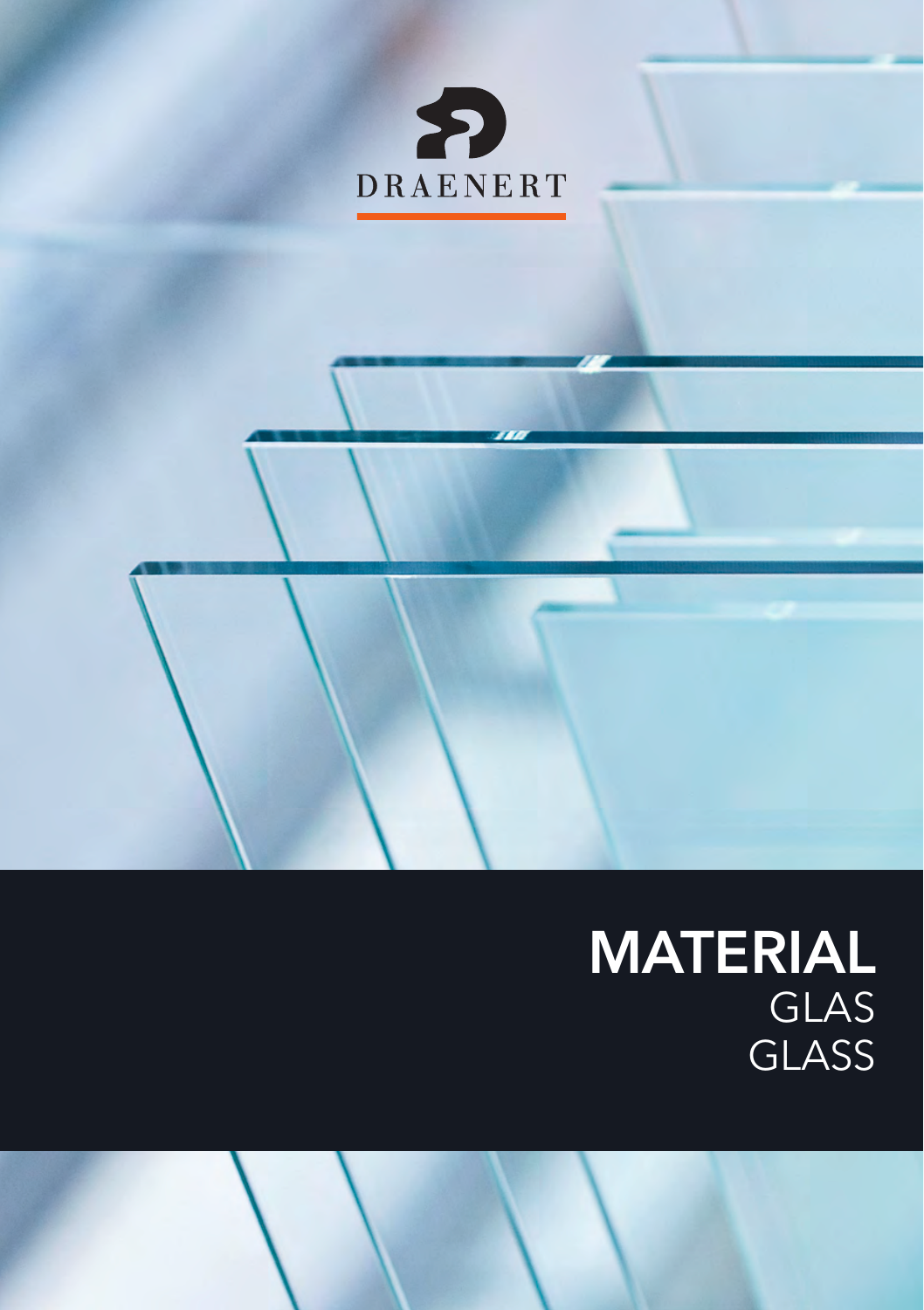DRAENERT

# MATERIAL
GLAS
GLASS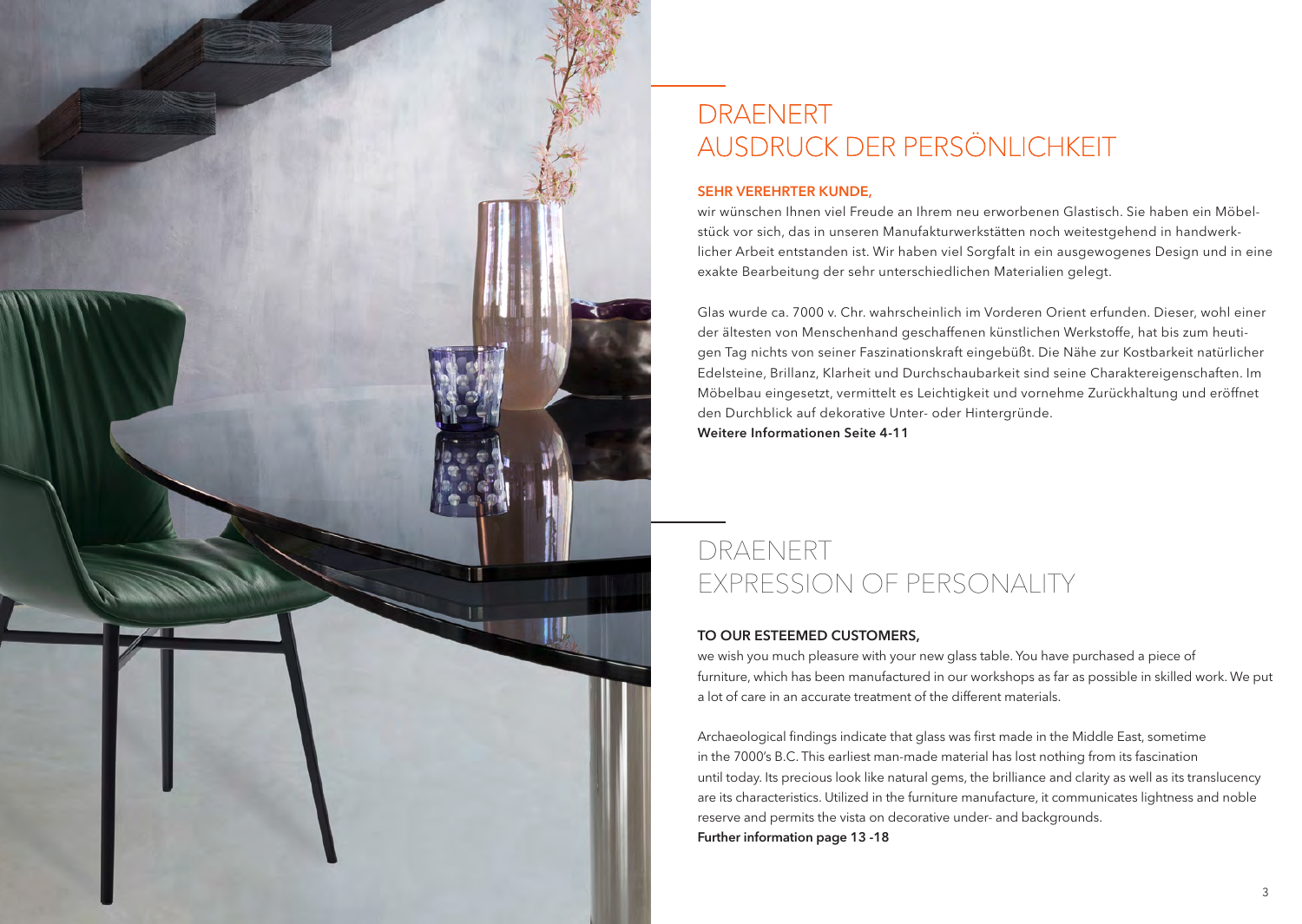# DRAENERT
# AUSDRUCK DER PERSÖNLICHKEIT

**SEHR VEREHRTER KUNDE,**

wir wünschen Ihnen viel Freude an Ihrem neu erworbenen Glastisch. Sie haben ein Möbelstück vor sich, das in unseren Manufakturwerkstätten noch weitestgehend in handwerklicher Arbeit entstanden ist. Wir haben viel Sorgfalt in ein ausgewogenes Design und in eine exakte Bearbeitung der sehr unterschiedlichen Materialien gelegt.

Glas wurde ca. 7000 v. Chr. wahrscheinlich im Vorderen Orient erfunden. Dieser, wohl einer der ältesten von Menschenhand geschaffenen künstlichen Werkstoffe, hat bis zum heutigen Tag nichts von seiner Faszinationskraft eingebüßt. Die Nähe zur Kostbarkeit natürlicher Edelsteine, Brillanz, Klarheit und Durchschaubarkeit sind seine Charaktereigenschaften. Im Möbelbau eingesetzt, vermittelt es Leichtigkeit und vornehme Zurückhaltung und eröffnet den Durchblick auf dekorative Unter- oder Hintergründe.
**Weitere Informationen Seite 4-11**

# DRAENERT
# EXPRESSION OF PERSONALITY

**TO OUR ESTEEMED CUSTOMERS,**

we wish you much pleasure with your new glass table. You have purchased a piece of furniture, which has been manufactured in our workshops as far as possible in skilled work. We put a lot of care in an accurate treatment of the different materials.

Archaeological findings indicate that glass was first made in the Middle East, sometime in the 7000's B.C. This earliest man-made material has lost nothing from its fascination until today. Its precious look like natural gems, the brilliance and clarity as well as its translucency are its characteristics. Utilized in the furniture manufacture, it communicates lightness and noble reserve and permits the vista on decorative under- and backgrounds.
**Further information page 13 -18**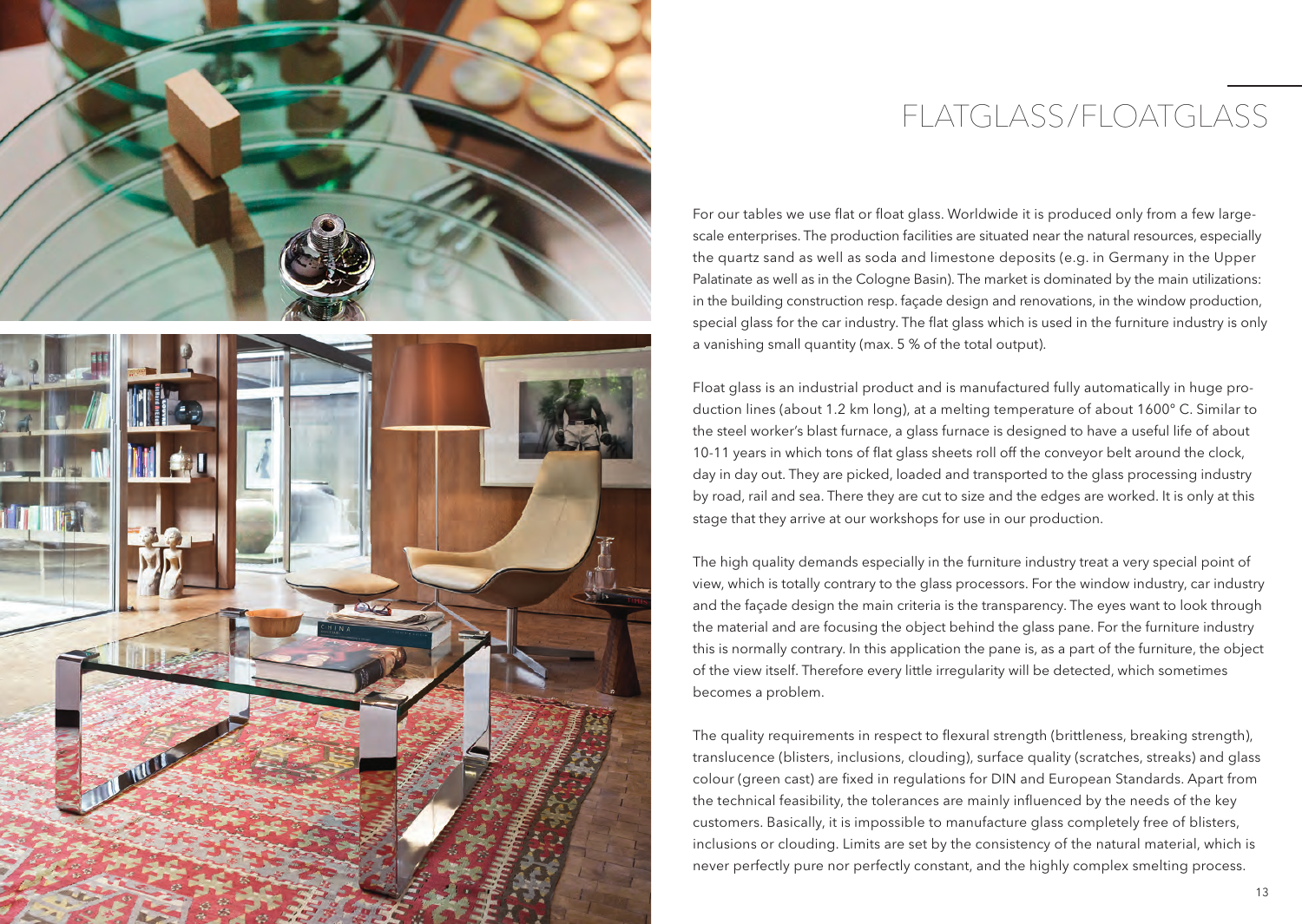# FLATGLASS/FLOATGLASS

For our tables we use flat or float glass. Worldwide it is produced only from a few large-scale enterprises. The production facilities are situated near the natural resources, especially the quartz sand as well as soda and limestone deposits (e.g. in Germany in the Upper Palatinate as well as in the Cologne Basin). The market is dominated by the main utilizations: in the building construction resp. façade design and renovations, in the window production, special glass for the car industry. The flat glass which is used in the furniture industry is only a vanishing small quantity (max. 5 % of the total output).

Float glass is an industrial product and is manufactured fully automatically in huge production lines (about 1.2 km long), at a melting temperature of about 1600° C. Similar to the steel worker's blast furnace, a glass furnace is designed to have a useful life of about 10-11 years in which tons of flat glass sheets roll off the conveyor belt around the clock, day in day out. They are picked, loaded and transported to the glass processing industry by road, rail and sea. There they are cut to size and the edges are worked. It is only at this stage that they arrive at our workshops for use in our production.

The high quality demands especially in the furniture industry treat a very special point of view, which is totally contrary to the glass processors. For the window industry, car industry and the façade design the main criteria is the transparency. The eyes want to look through the material and are focusing the object behind the glass pane. For the furniture industry this is normally contrary. In this application the pane is, as a part of the furniture, the object of the view itself. Therefore every little irregularity will be detected, which sometimes becomes a problem.

The quality requirements in respect to flexural strength (brittleness, breaking strength), translucence (blisters, inclusions, clouding), surface quality (scratches, streaks) and glass colour (green cast) are fixed in regulations for DIN and European Standards. Apart from the technical feasibility, the tolerances are mainly influenced by the needs of the key customers. Basically, it is impossible to manufacture glass completely free of blisters, inclusions or clouding. Limits are set by the consistency of the natural material, which is never perfectly pure nor perfectly constant, and the highly complex smelting process.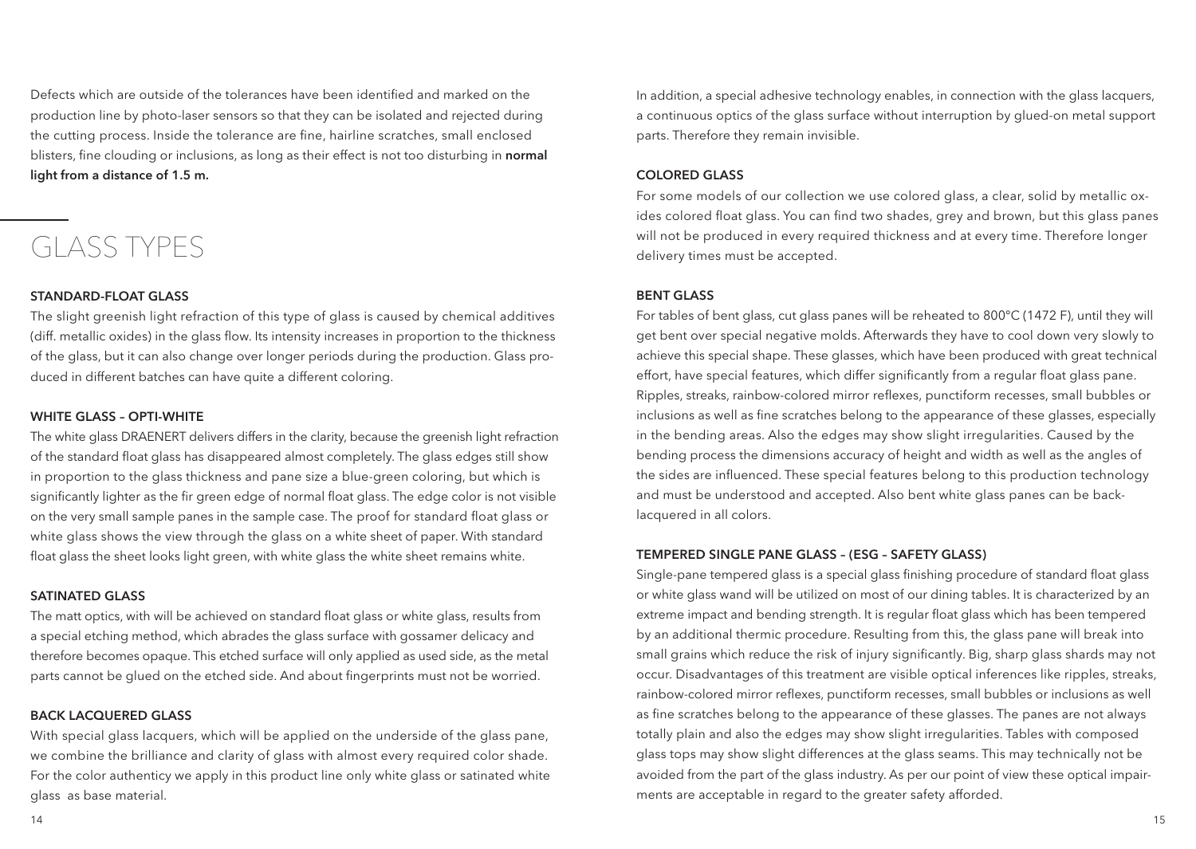Defects which are outside of the tolerances have been identified and marked on the production line by photo-laser sensors so that they can be isolated and rejected during the cutting process. Inside the tolerance are fine, hairline scratches, small enclosed blisters, fine clouding or inclusions, as long as their effect is not too disturbing in **normal light from a distance of 1.5 m.**

# GLASS TYPES

### STANDARD-FLOAT GLASS

The slight greenish light refraction of this type of glass is caused by chemical additives (diff. metallic oxides) in the glass flow. Its intensity increases in proportion to the thickness of the glass, but it can also change over longer periods during the production. Glass produced in different batches can have quite a different coloring.

### WHITE GLASS – OPTI-WHITE

The white glass DRAENERT delivers differs in the clarity, because the greenish light refraction of the standard float glass has disappeared almost completely. The glass edges still show in proportion to the glass thickness and pane size a blue-green coloring, but which is significantly lighter as the fir green edge of normal float glass. The edge color is not visible on the very small sample panes in the sample case. The proof for standard float glass or white glass shows the view through the glass on a white sheet of paper. With standard float glass the sheet looks light green, with white glass the white sheet remains white.

### SATINATED GLASS

The matt optics, with will be achieved on standard float glass or white glass, results from a special etching method, which abrades the glass surface with gossamer delicacy and therefore becomes opaque. This etched surface will only applied as used side, as the metal parts cannot be glued on the etched side. And about fingerprints must not be worried.

### BACK LACQUERED GLASS

With special glass lacquers, which will be applied on the underside of the glass pane, we combine the brilliance and clarity of glass with almost every required color shade. For the color authenticy we apply in this product line only white glass or satinated white glass as base material.

In addition, a special adhesive technology enables, in connection with the glass lacquers, a continuous optics of the glass surface without interruption by glued-on metal support parts. Therefore they remain invisible.

### COLORED GLASS

For some models of our collection we use colored glass, a clear, solid by metallic oxides colored float glass. You can find two shades, grey and brown, but this glass panes will not be produced in every required thickness and at every time. Therefore longer delivery times must be accepted.

### BENT GLASS

For tables of bent glass, cut glass panes will be reheated to 800°C (1472 F), until they will get bent over special negative molds. Afterwards they have to cool down very slowly to achieve this special shape. These glasses, which have been produced with great technical effort, have special features, which differ significantly from a regular float glass pane. Ripples, streaks, rainbow-colored mirror reflexes, punctiform recesses, small bubbles or inclusions as well as fine scratches belong to the appearance of these glasses, especially in the bending areas. Also the edges may show slight irregularities. Caused by the bending process the dimensions accuracy of height and width as well as the angles of the sides are influenced. These special features belong to this production technology and must be understood and accepted. Also bent white glass panes can be back-lacquered in all colors.

### TEMPERED SINGLE PANE GLASS – (ESG – SAFETY GLASS)

Single-pane tempered glass is a special glass finishing procedure of standard float glass or white glass wand will be utilized on most of our dining tables. It is characterized by an extreme impact and bending strength. It is regular float glass which has been tempered by an additional thermic procedure. Resulting from this, the glass pane will break into small grains which reduce the risk of injury significantly. Big, sharp glass shards may not occur. Disadvantages of this treatment are visible optical inferences like ripples, streaks, rainbow-colored mirror reflexes, punctiform recesses, small bubbles or inclusions as well as fine scratches belong to the appearance of these glasses. The panes are not always totally plain and also the edges may show slight irregularities. Tables with composed glass tops may show slight differences at the glass seams. This may technically not be avoided from the part of the glass industry. As per our point of view these optical impairments are acceptable in regard to the greater safety afforded.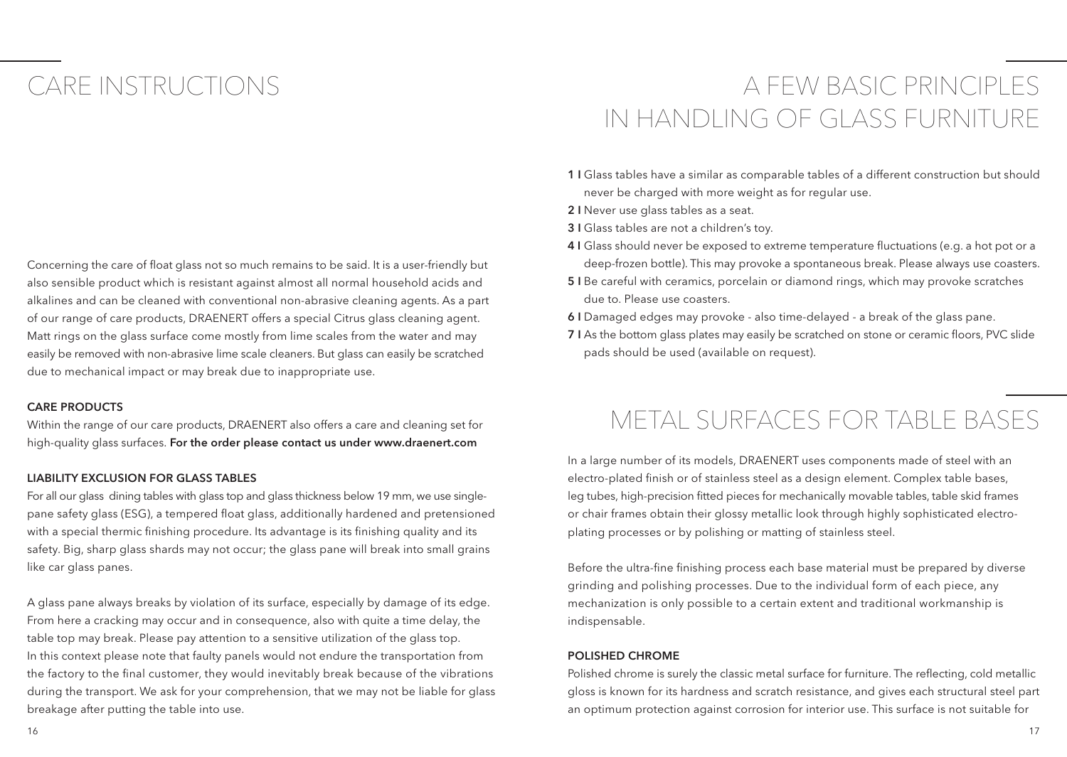# CARE INSTRUCTIONS

Concerning the care of float glass not so much remains to be said. It is a user-friendly but also sensible product which is resistant against almost all normal household acids and alkalines and can be cleaned with conventional non-abrasive cleaning agents. As a part of our range of care products, DRAENERT offers a special Citrus glass cleaning agent. Matt rings on the glass surface come mostly from lime scales from the water and may easily be removed with non-abrasive lime scale cleaners. But glass can easily be scratched due to mechanical impact or may break due to inappropriate use.

### CARE PRODUCTS

Within the range of our care products, DRAENERT also offers a care and cleaning set for high-quality glass surfaces. **For the order please contact us under www.draenert.com**

### LIABILITY EXCLUSION FOR GLASS TABLES

For all our glass dining tables with glass top and glass thickness below 19 mm, we use single-pane safety glass (ESG), a tempered float glass, additionally hardened and pretensioned with a special thermic finishing procedure. Its advantage is its finishing quality and its safety. Big, sharp glass shards may not occur; the glass pane will break into small grains like car glass panes.

A glass pane always breaks by violation of its surface, especially by damage of its edge. From here a cracking may occur and in consequence, also with quite a time delay, the table top may break. Please pay attention to a sensitive utilization of the glass top. In this context please note that faulty panels would not endure the transportation from the factory to the final customer, they would inevitably break because of the vibrations during the transport. We ask for your comprehension, that we may not be liable for glass breakage after putting the table into use.

# A FEW BASIC PRINCIPLES IN HANDLING OF GLASS FURNITURE

**1 I** Glass tables have a similar as comparable tables of a different construction but should never be charged with more weight as for regular use.

**2 I** Never use glass tables as a seat.

**3 I** Glass tables are not a children's toy.

**4 I** Glass should never be exposed to extreme temperature fluctuations (e.g. a hot pot or a deep-frozen bottle). This may provoke a spontaneous break. Please always use coasters.

**5 I** Be careful with ceramics, porcelain or diamond rings, which may provoke scratches due to. Please use coasters.

**6 I** Damaged edges may provoke - also time-delayed - a break of the glass pane.

**7 I** As the bottom glass plates may easily be scratched on stone or ceramic floors, PVC slide pads should be used (available on request).

# METAL SURFACES FOR TABLE BASES

In a large number of its models, DRAENERT uses components made of steel with an electro-plated finish or of stainless steel as a design element. Complex table bases, leg tubes, high-precision fitted pieces for mechanically movable tables, table skid frames or chair frames obtain their glossy metallic look through highly sophisticated electro-plating processes or by polishing or matting of stainless steel.

Before the ultra-fine finishing process each base material must be prepared by diverse grinding and polishing processes. Due to the individual form of each piece, any mechanization is only possible to a certain extent and traditional workmanship is indispensable.

### POLISHED CHROME

Polished chrome is surely the classic metal surface for furniture. The reflecting, cold metallic gloss is known for its hardness and scratch resistance, and gives each structural steel part an optimum protection against corrosion for interior use. This surface is not suitable for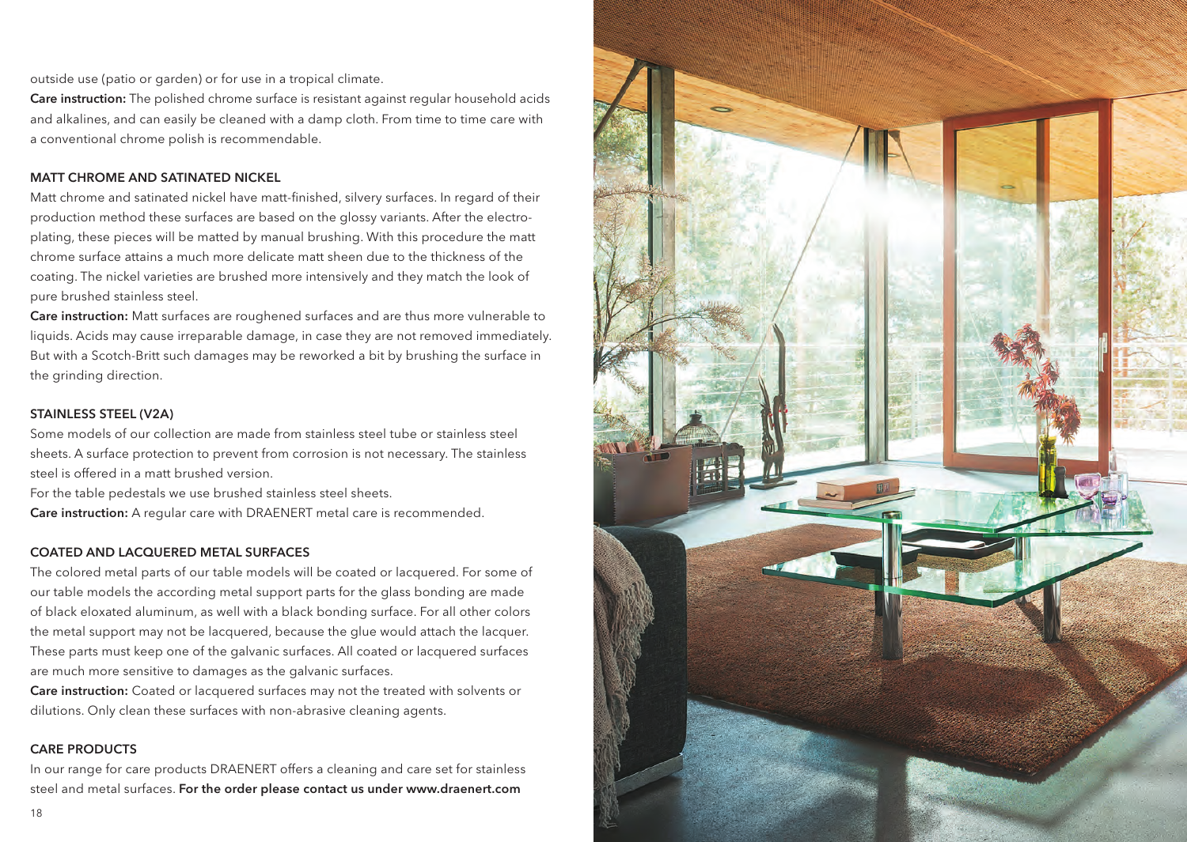outside use (patio or garden) or for use in a tropical climate.

**Care instruction:** The polished chrome surface is resistant against regular household acids and alkalines, and can easily be cleaned with a damp cloth. From time to time care with a conventional chrome polish is recommendable.

### MATT CHROME AND SATINATED NICKEL

Matt chrome and satinated nickel have matt-finished, silvery surfaces. In regard of their production method these surfaces are based on the glossy variants. After the electroplating, these pieces will be matted by manual brushing. With this procedure the matt chrome surface attains a much more delicate matt sheen due to the thickness of the coating. The nickel varieties are brushed more intensively and they match the look of pure brushed stainless steel.

**Care instruction:** Matt surfaces are roughened surfaces and are thus more vulnerable to liquids. Acids may cause irreparable damage, in case they are not removed immediately. But with a Scotch-Britt such damages may be reworked a bit by brushing the surface in the grinding direction.

### STAINLESS STEEL (V2A)

Some models of our collection are made from stainless steel tube or stainless steel sheets. A surface protection to prevent from corrosion is not necessary. The stainless steel is offered in a matt brushed version.

For the table pedestals we use brushed stainless steel sheets.

**Care instruction:** A regular care with DRAENERT metal care is recommended.

### COATED AND LACQUERED METAL SURFACES

The colored metal parts of our table models will be coated or lacquered. For some of our table models the according metal support parts for the glass bonding are made of black eloxated aluminum, as well with a black bonding surface. For all other colors the metal support may not be lacquered, because the glue would attach the lacquer. These parts must keep one of the galvanic surfaces. All coated or lacquered surfaces are much more sensitive to damages as the galvanic surfaces.

**Care instruction:** Coated or lacquered surfaces may not the treated with solvents or dilutions. Only clean these surfaces with non-abrasive cleaning agents.

### CARE PRODUCTS

In our range for care products DRAENERT offers a cleaning and care set for stainless steel and metal surfaces. **For the order please contact us under www.draenert.com**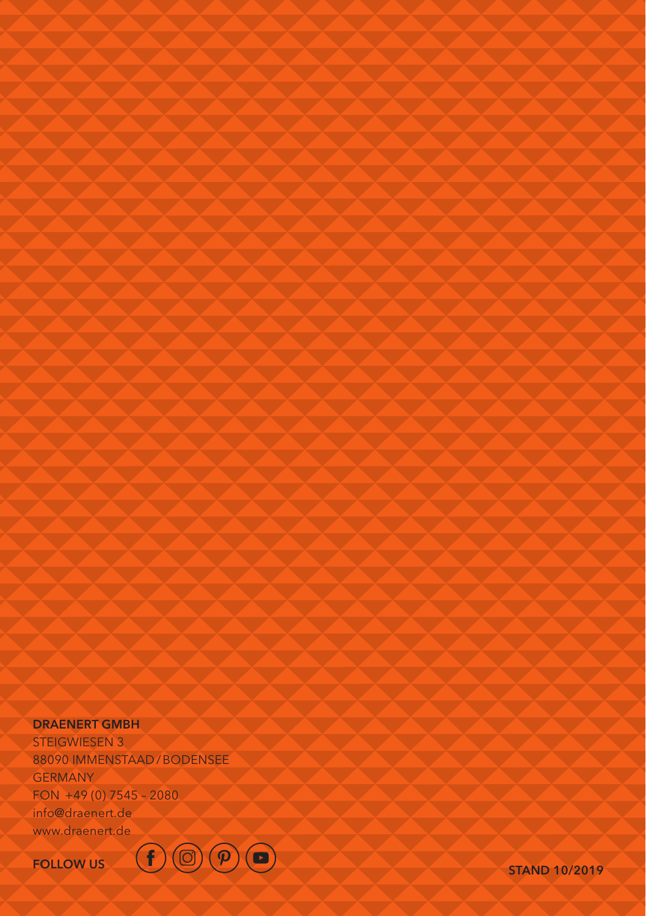**DRAENERT GMBH**
STEIGWIESEN 3
88090 IMMENSTAAD / BODENSEE
GERMANY
FON +49 (0) 7545 – 2080
info@draenert.de
www.draenert.de

**FOLLOW US**

**STAND 10/2019**